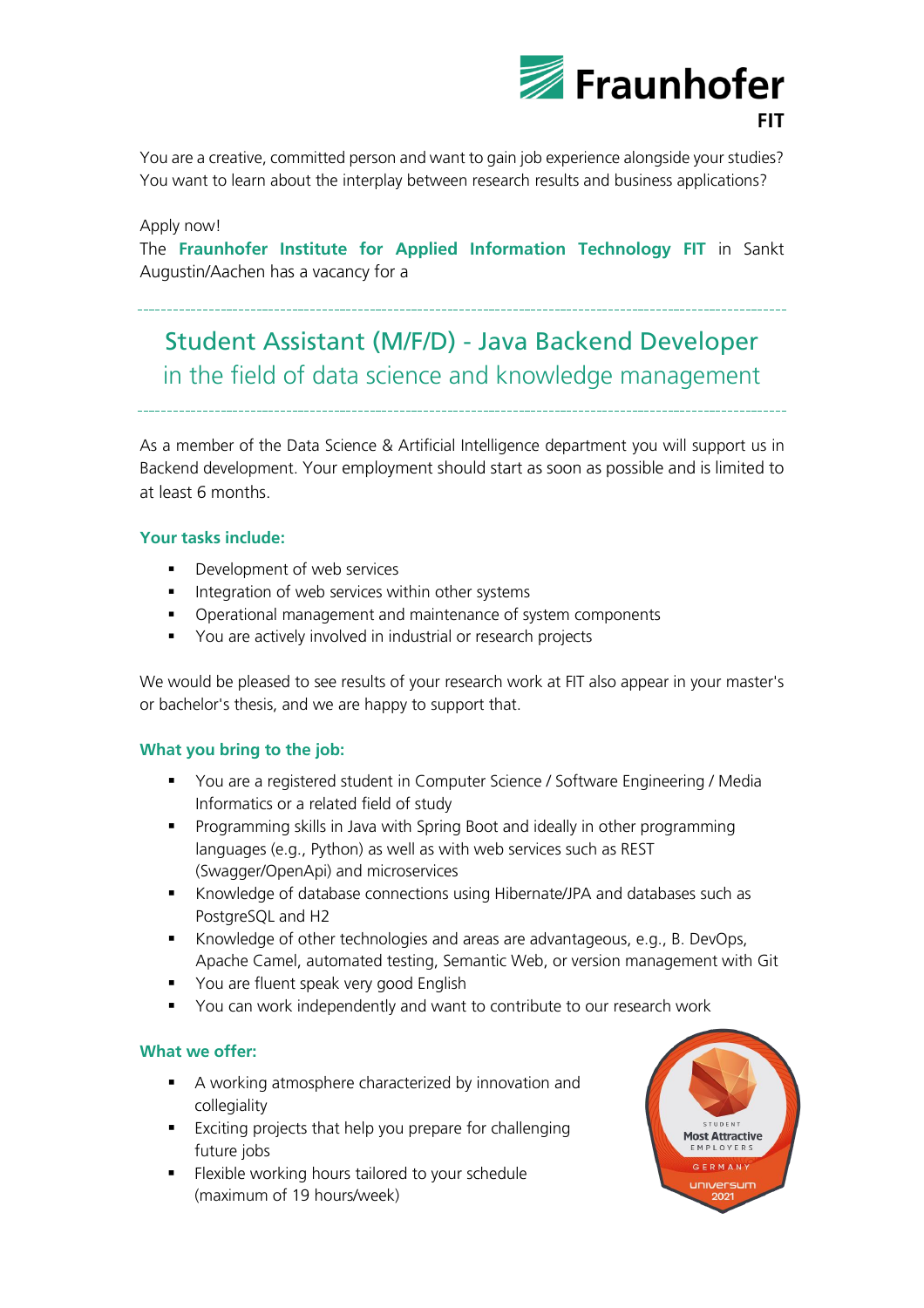**Fraunhofer**
**FIT**

You are a creative, committed person and want to gain job experience alongside your studies? You want to learn about the interplay between research results and business applications?

Apply now!
The **Fraunhofer Institute for Applied Information Technology FIT** in Sankt Augustin/Aachen has a vacancy for a

---

# Student Assistant (M/F/D) - Java Backend Developer
## in the field of data science and knowledge management

---

As a member of the Data Science & Artificial Intelligence department you will support us in Backend development. Your employment should start as soon as possible and is limited to at least 6 months.

### Your tasks include:

- Development of web services
- Integration of web services within other systems
- Operational management and maintenance of system components
- You are actively involved in industrial or research projects

We would be pleased to see results of your research work at FIT also appear in your master's or bachelor's thesis, and we are happy to support that.

### What you bring to the job:

- You are a registered student in Computer Science / Software Engineering / Media Informatics or a related field of study
- Programming skills in Java with Spring Boot and ideally in other programming languages (e.g., Python) as well as with web services such as REST (Swagger/OpenApi) and microservices
- Knowledge of database connections using Hibernate/JPA and databases such as PostgreSQL and H2
- Knowledge of other technologies and areas are advantageous, e.g., B. DevOps, Apache Camel, automated testing, Semantic Web, or version management with Git
- You are fluent speak very good English
- You can work independently and want to contribute to our research work

### What we offer:

- A working atmosphere characterized by innovation and collegiality
- Exciting projects that help you prepare for challenging future jobs
- Flexible working hours tailored to your schedule (maximum of 19 hours/week)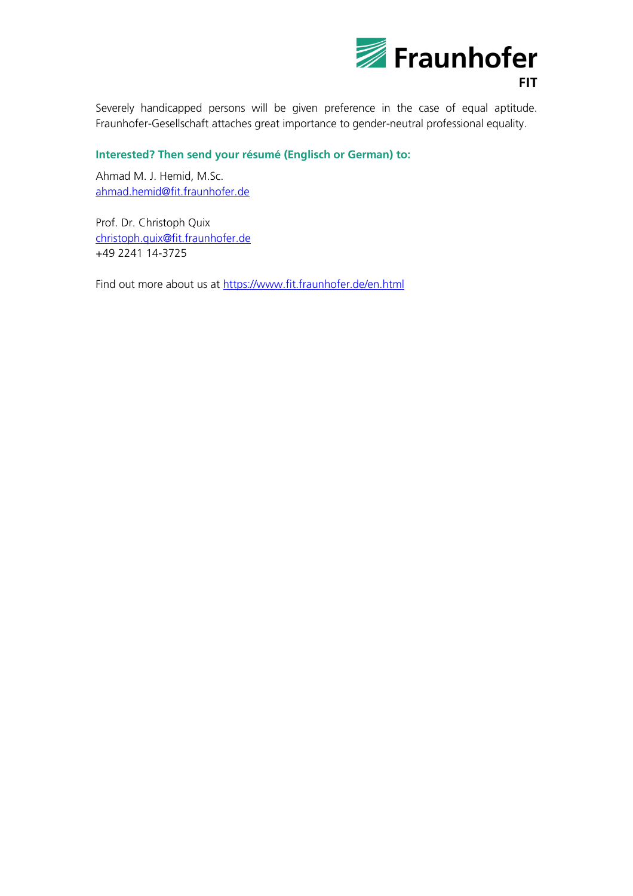Severely handicapped persons will be given preference in the case of equal aptitude. Fraunhofer-Gesellschaft attaches great importance to gender-neutral professional equality.

**Interested? Then send your résumé (Englisch or German) to:**

Ahmad M. J. Hemid, M.Sc.
[ahmad.hemid@fit.fraunhofer.de](mailto:ahmad.hemid@fit.fraunhofer.de)

Prof. Dr. Christoph Quix
[christoph.quix@fit.fraunhofer.de](mailto:christoph.quix@fit.fraunhofer.de)
+49 2241 14-3725

Find out more about us at [https://www.fit.fraunhofer.de/en.html](https://www.fit.fraunhofer.de/en.html)